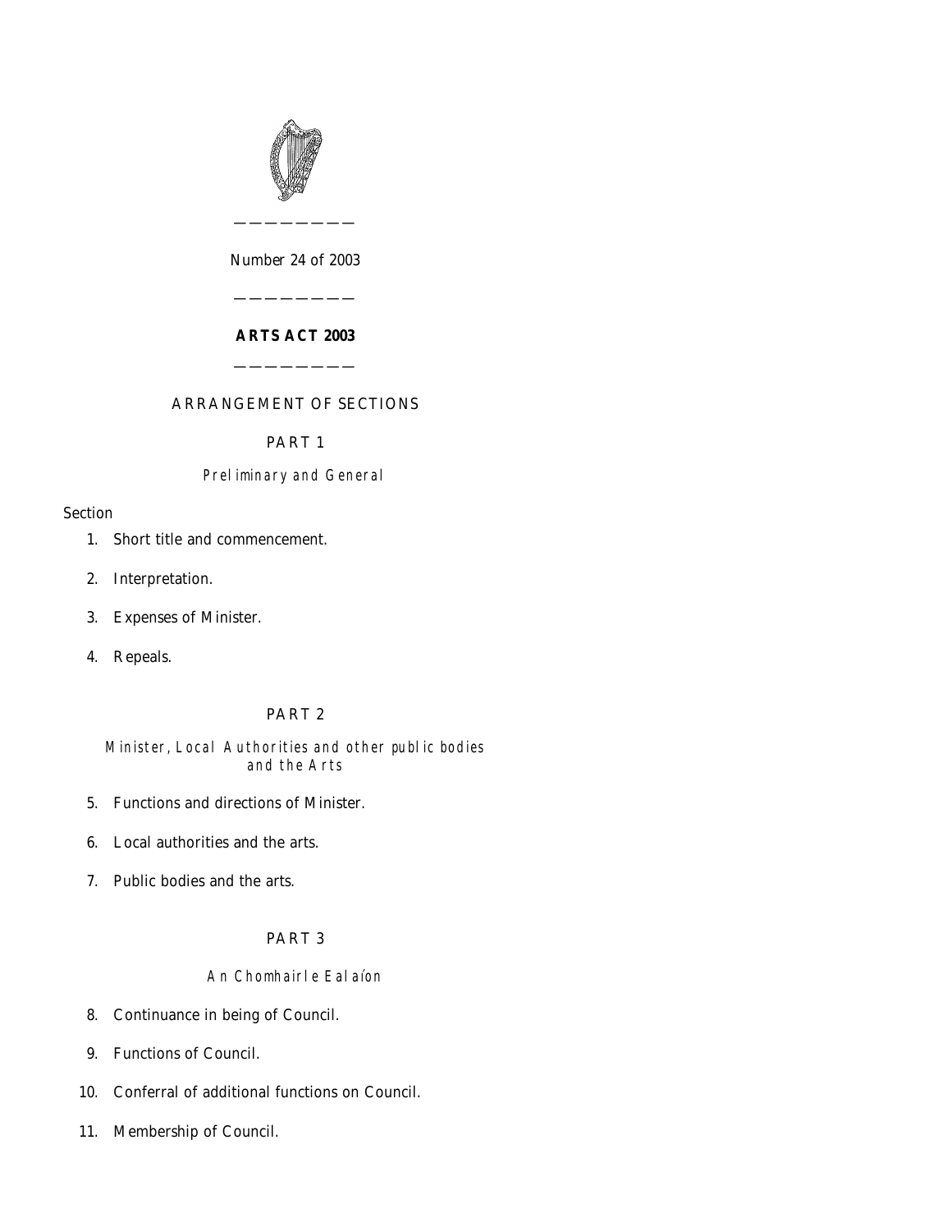Number 24 of 2003

# ARTS ACT 2003

ARRANGEMENT OF SECTIONS

## PART 1

*Preliminary and General*

Section

1. Short title and commencement.
2. Interpretation.
3. Expenses of Minister.
4. Repeals.

## PART 2

*Minister, Local Authorities and other public bodies and the Arts*

5. Functions and directions of Minister.
6. Local authorities and the arts.
7. Public bodies and the arts.

## PART 3

*An Chomhairle Ealaíon*

8. Continuance in being of Council.
9. Functions of Council.
10. Conferral of additional functions on Council.
11. Membership of Council.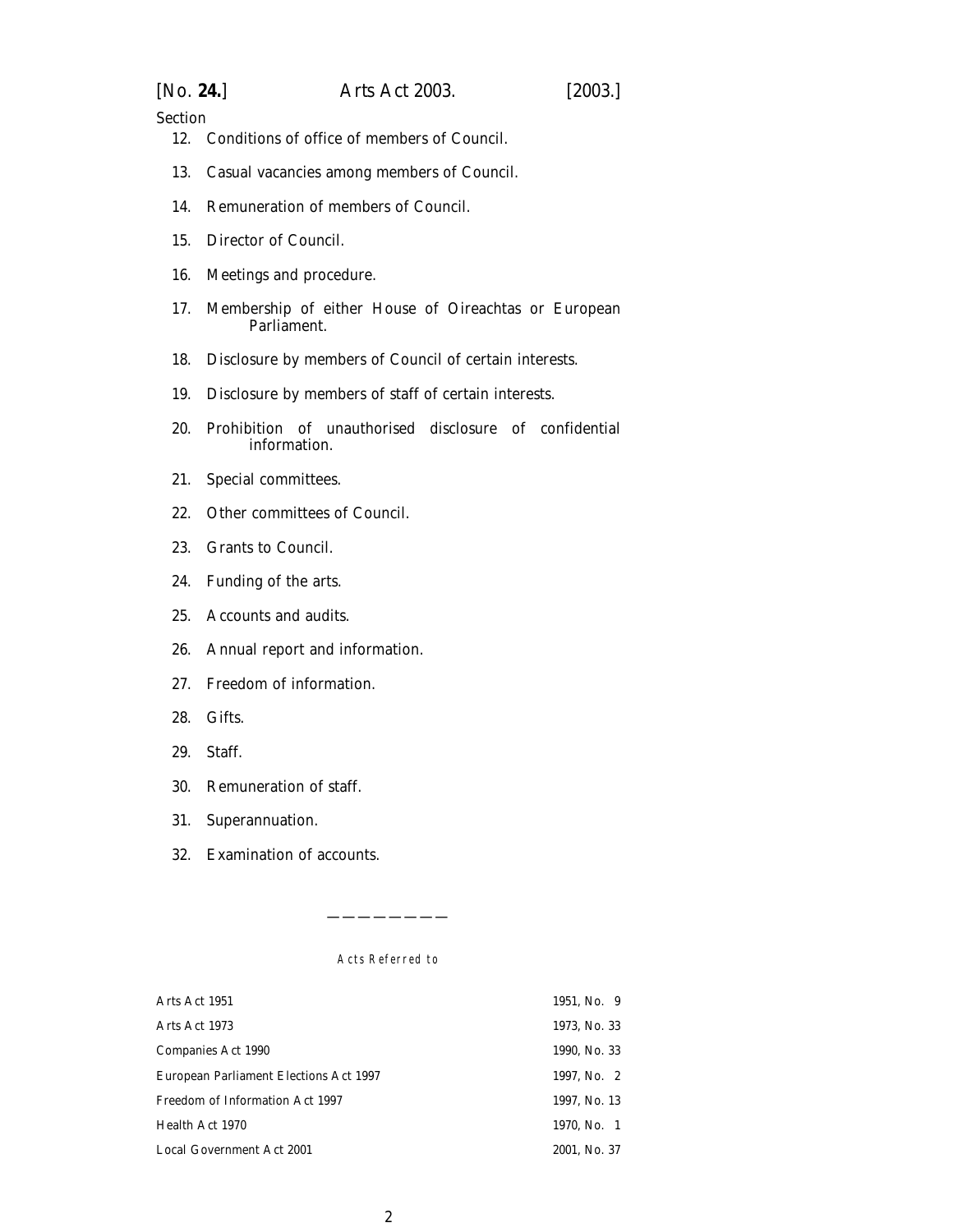Section

12. Conditions of office of members of Council.
13. Casual vacancies among members of Council.
14. Remuneration of members of Council.
15. Director of Council.
16. Meetings and procedure.
17. Membership of either House of Oireachtas or European Parliament.
18. Disclosure by members of Council of certain interests.
19. Disclosure by members of staff of certain interests.
20. Prohibition of unauthorised disclosure of confidential information.
21. Special committees.
22. Other committees of Council.
23. Grants to Council.
24. Funding of the arts.
25. Accounts and audits.
26. Annual report and information.
27. Freedom of information.
28. Gifts.
29. Staff.
30. Remuneration of staff.
31. Superannuation.
32. Examination of accounts.

———————

Acts Referred to

| | |
|---|---|
| Arts Act 1951 | 1951, No. 9 |
| Arts Act 1973 | 1973, No. 33 |
| Companies Act 1990 | 1990, No. 33 |
| European Parliament Elections Act 1997 | 1997, No. 2 |
| Freedom of Information Act 1997 | 1997, No. 13 |
| Health Act 1970 | 1970, No. 1 |
| Local Government Act 2001 | 2001, No. 37 |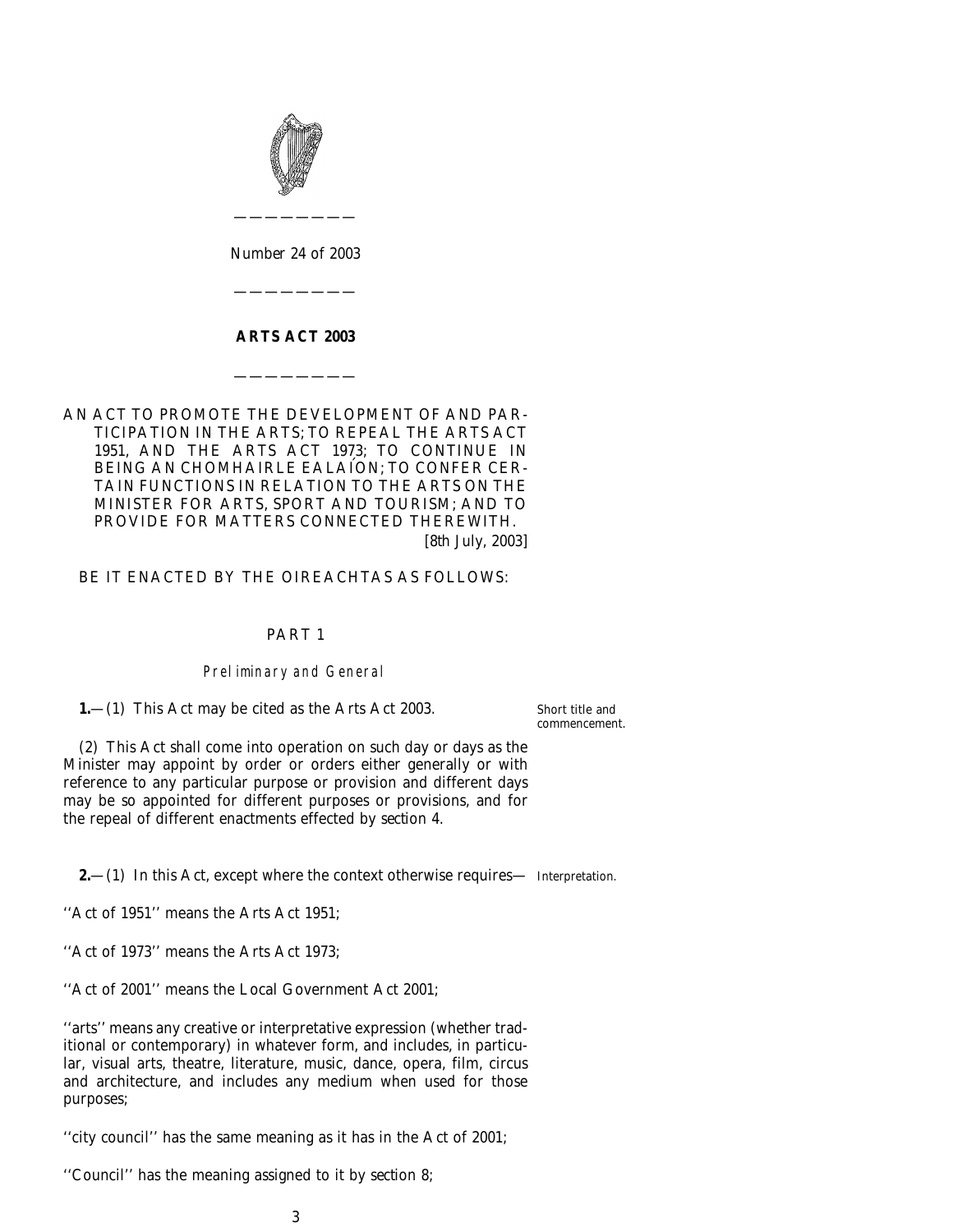Number 24 of 2003

---

# ARTS ACT 2003

---

AN ACT TO PROMOTE THE DEVELOPMENT OF AND PARTICIPATION IN THE ARTS; TO REPEAL THE ARTS ACT 1951, AND THE ARTS ACT 1973; TO CONTINUE IN BEING AN CHOMHAIRLE EALAÍON; TO CONFER CERTAIN FUNCTIONS IN RELATION TO THE ARTS ON THE MINISTER FOR ARTS, SPORT AND TOURISM; AND TO PROVIDE FOR MATTERS CONNECTED THEREWITH.

[8th July, 2003]

BE IT ENACTED BY THE OIREACHTAS AS FOLLOWS:

## PART 1

*Preliminary and General*

Short title and commencement.

**1.**—(1) This Act may be cited as the Arts Act 2003.

(2) This Act shall come into operation on such day or days as the Minister may appoint by order or orders either generally or with reference to any particular purpose or provision and different days may be so appointed for different purposes or provisions, and for the repeal of different enactments effected by *section 4*.

Interpretation.

**2.**—(1) In this Act, except where the context otherwise requires—

''Act of 1951'' means the Arts Act 1951;

''Act of 1973'' means the Arts Act 1973;

''Act of 2001'' means the Local Government Act 2001;

''arts'' means any creative or interpretative expression (whether traditional or contemporary) in whatever form, and includes, in particular, visual arts, theatre, literature, music, dance, opera, film, circus and architecture, and includes any medium when used for those purposes;

''city council'' has the same meaning as it has in the Act of 2001;

''Council'' has the meaning assigned to it by *section 8*;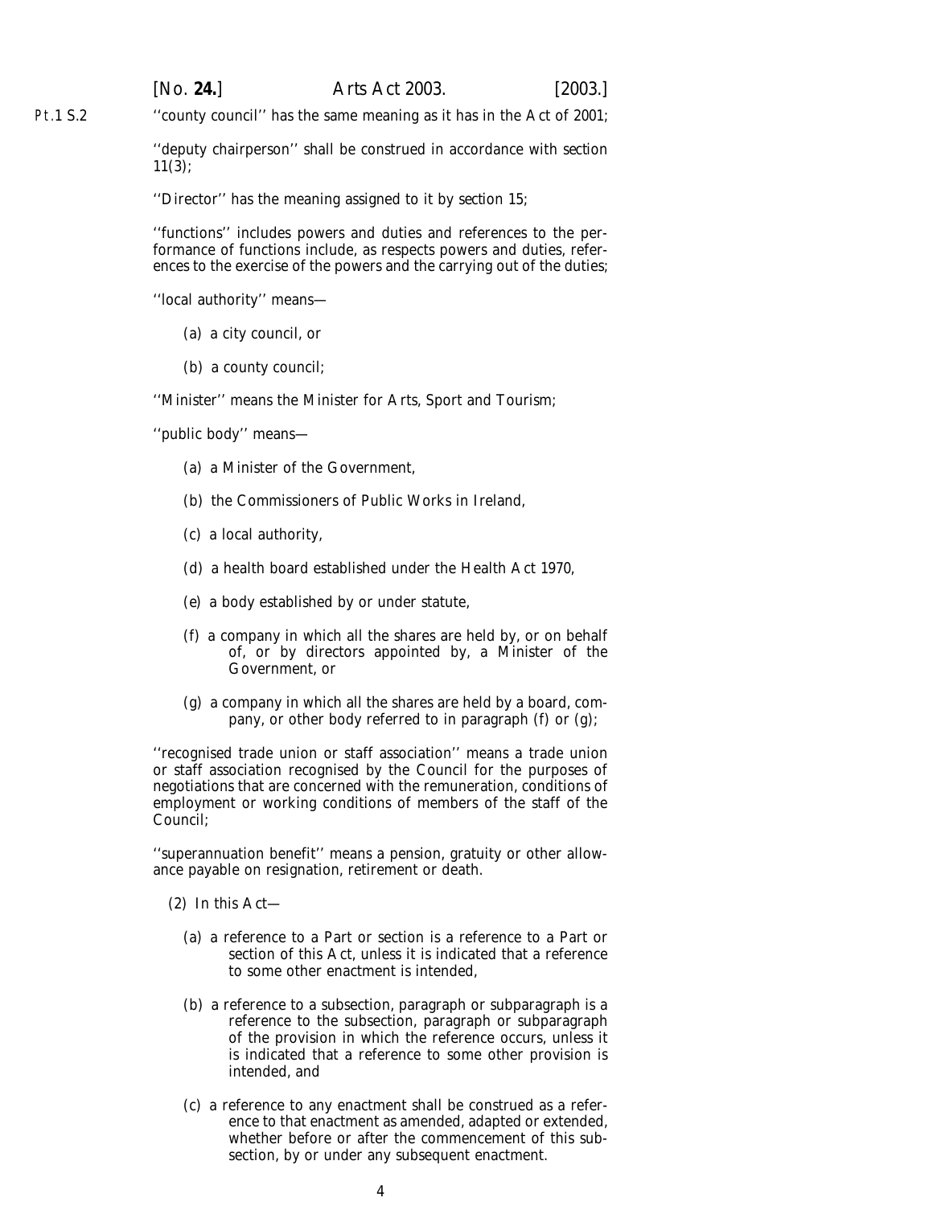''county council'' has the same meaning as it has in the Act of 2001;

''deputy chairperson'' shall be construed in accordance with section 11(3);

''Director'' has the meaning assigned to it by section 15;

''functions'' includes powers and duties and references to the performance of functions include, as respects powers and duties, references to the exercise of the powers and the carrying out of the duties;

''local authority'' means—

(a) a city council, or

(b) a county council;

''Minister'' means the Minister for Arts, Sport and Tourism;

''public body'' means—

(a) a Minister of the Government,

(b) the Commissioners of Public Works in Ireland,

(c) a local authority,

(d) a health board established under the Health Act 1970,

(e) a body established by or under statute,

(f) a company in which all the shares are held by, or on behalf of, or by directors appointed by, a Minister of the Government, or

(g) a company in which all the shares are held by a board, company, or other body referred to in paragraph (f) or (g);

''recognised trade union or staff association'' means a trade union or staff association recognised by the Council for the purposes of negotiations that are concerned with the remuneration, conditions of employment or working conditions of members of the staff of the Council;

''superannuation benefit'' means a pension, gratuity or other allowance payable on resignation, retirement or death.

(2) In this Act—

(a) a reference to a Part or section is a reference to a Part or section of this Act, unless it is indicated that a reference to some other enactment is intended,

(b) a reference to a subsection, paragraph or subparagraph is a reference to the subsection, paragraph or subparagraph of the provision in which the reference occurs, unless it is indicated that a reference to some other provision is intended, and

(c) a reference to any enactment shall be construed as a reference to that enactment as amended, adapted or extended, whether before or after the commencement of this subsection, by or under any subsequent enactment.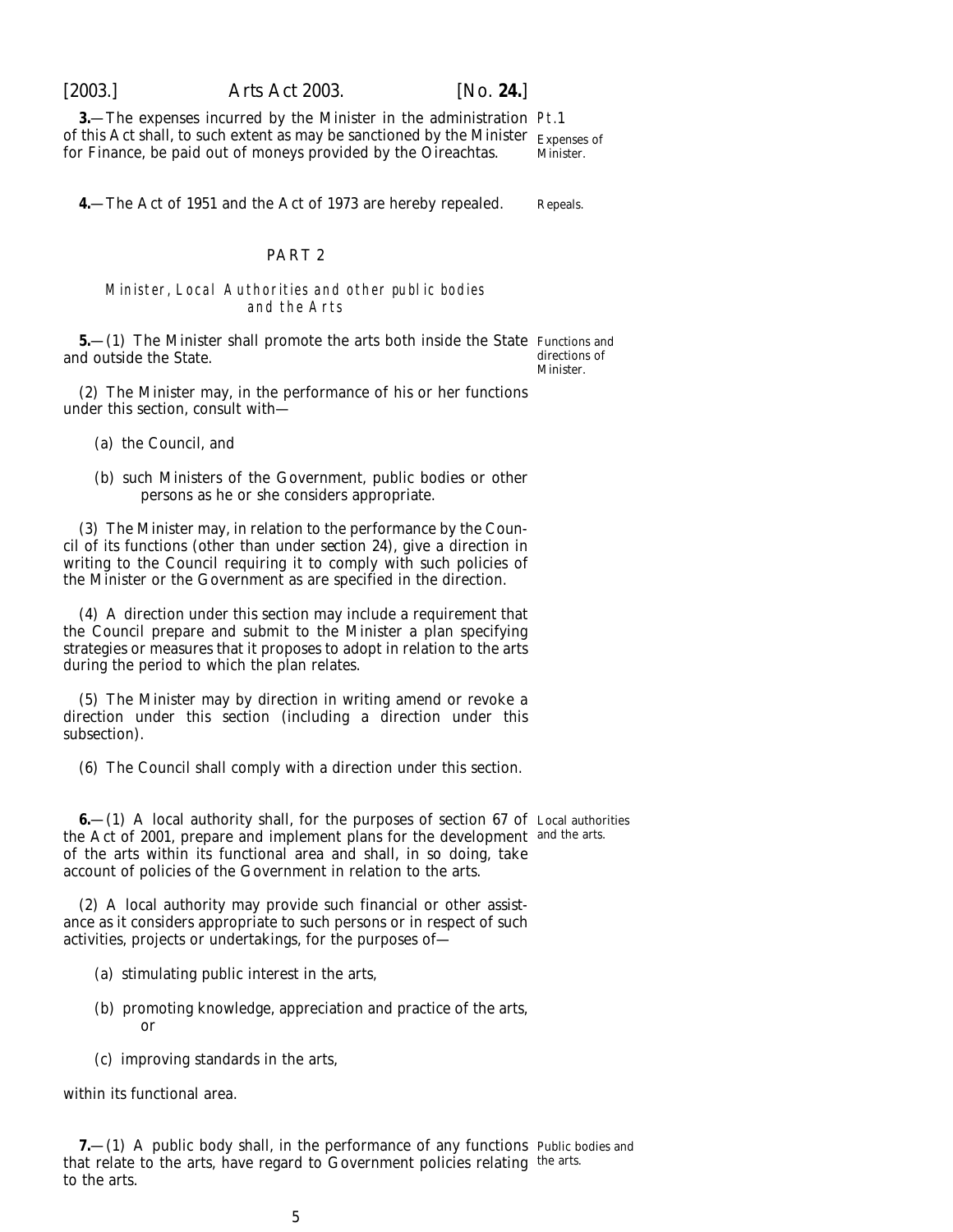**3.**—The expenses incurred by the Minister in the administration of this Act shall, to such extent as may be sanctioned by the Minister for Finance, be paid out of moneys provided by the Oireachtas.

Expenses of Minister.

**4.**—The Act of 1951 and the Act of 1973 are hereby repealed.

Repeals.

## PART 2

### *Minister, Local Authorities and other public bodies and the Arts*

**5.**—(1) The Minister shall promote the arts both inside the State and outside the State.

Functions and directions of Minister.

(2) The Minister may, in the performance of his or her functions under this section, consult with—

(*a*) the Council, and

(*b*) such Ministers of the Government, public bodies or other persons as he or she considers appropriate.

(3) The Minister may, in relation to the performance by the Council of its functions (other than under *section 24*), give a direction in writing to the Council requiring it to comply with such policies of the Minister or the Government as are specified in the direction.

(4) A direction under this section may include a requirement that the Council prepare and submit to the Minister a plan specifying strategies or measures that it proposes to adopt in relation to the arts during the period to which the plan relates.

(5) The Minister may by direction in writing amend or revoke a direction under this section (including a direction under this subsection).

(6) The Council shall comply with a direction under this section.

**6.**—(1) A local authority shall, for the purposes of section 67 of the Act of 2001, prepare and implement plans for the development of the arts within its functional area and shall, in so doing, take account of policies of the Government in relation to the arts.

Local authorities and the arts.

(2) A local authority may provide such financial or other assistance as it considers appropriate to such persons or in respect of such activities, projects or undertakings, for the purposes of—

(*a*) stimulating public interest in the arts,

(*b*) promoting knowledge, appreciation and practice of the arts, or

(*c*) improving standards in the arts,

within its functional area.

**7.**—(1) A public body shall, in the performance of any functions that relate to the arts, have regard to Government policies relating to the arts.

Public bodies and the arts.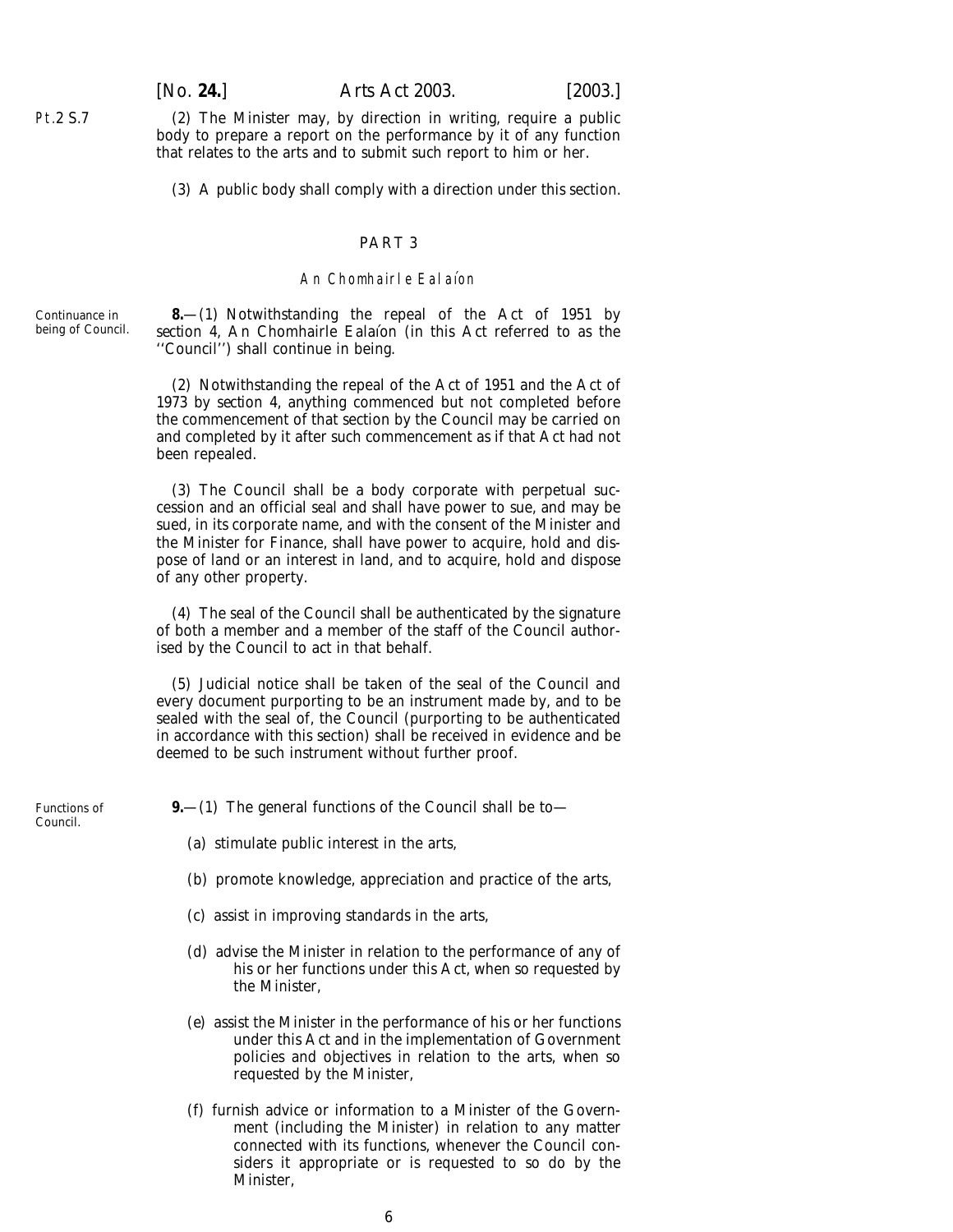(2) The Minister may, by direction in writing, require a public body to prepare a report on the performance by it of any function that relates to the arts and to submit such report to him or her.

(3) A public body shall comply with a direction under this section.

## PART 3

### *An Chomhairle Ealaíon*

*Continuance in being of Council.*

**8.**—(1) Notwithstanding the repeal of the Act of 1951 by *section 4*, An Chomhairle Ealaíon (in this Act referred to as the ''Council'') shall continue in being.

(2) Notwithstanding the repeal of the Act of 1951 and the Act of 1973 by *section 4*, anything commenced but not completed before the commencement of that section by the Council may be carried on and completed by it after such commencement as if that Act had not been repealed.

(3) The Council shall be a body corporate with perpetual succession and an official seal and shall have power to sue, and may be sued, in its corporate name, and with the consent of the Minister and the Minister for Finance, shall have power to acquire, hold and dispose of land or an interest in land, and to acquire, hold and dispose of any other property.

(4) The seal of the Council shall be authenticated by the signature of both a member and a member of the staff of the Council authorised by the Council to act in that behalf.

(5) Judicial notice shall be taken of the seal of the Council and every document purporting to be an instrument made by, and to be sealed with the seal of, the Council (purporting to be authenticated in accordance with this section) shall be received in evidence and be deemed to be such instrument without further proof.

*Functions of Council.*

**9.**—(1) The general functions of the Council shall be to—

(*a*) stimulate public interest in the arts,

(*b*) promote knowledge, appreciation and practice of the arts,

(*c*) assist in improving standards in the arts,

(*d*) advise the Minister in relation to the performance of any of his or her functions under this Act, when so requested by the Minister,

(*e*) assist the Minister in the performance of his or her functions under this Act and in the implementation of Government policies and objectives in relation to the arts, when so requested by the Minister,

(*f*) furnish advice or information to a Minister of the Government (including the Minister) in relation to any matter connected with its functions, whenever the Council considers it appropriate or is requested to so do by the Minister,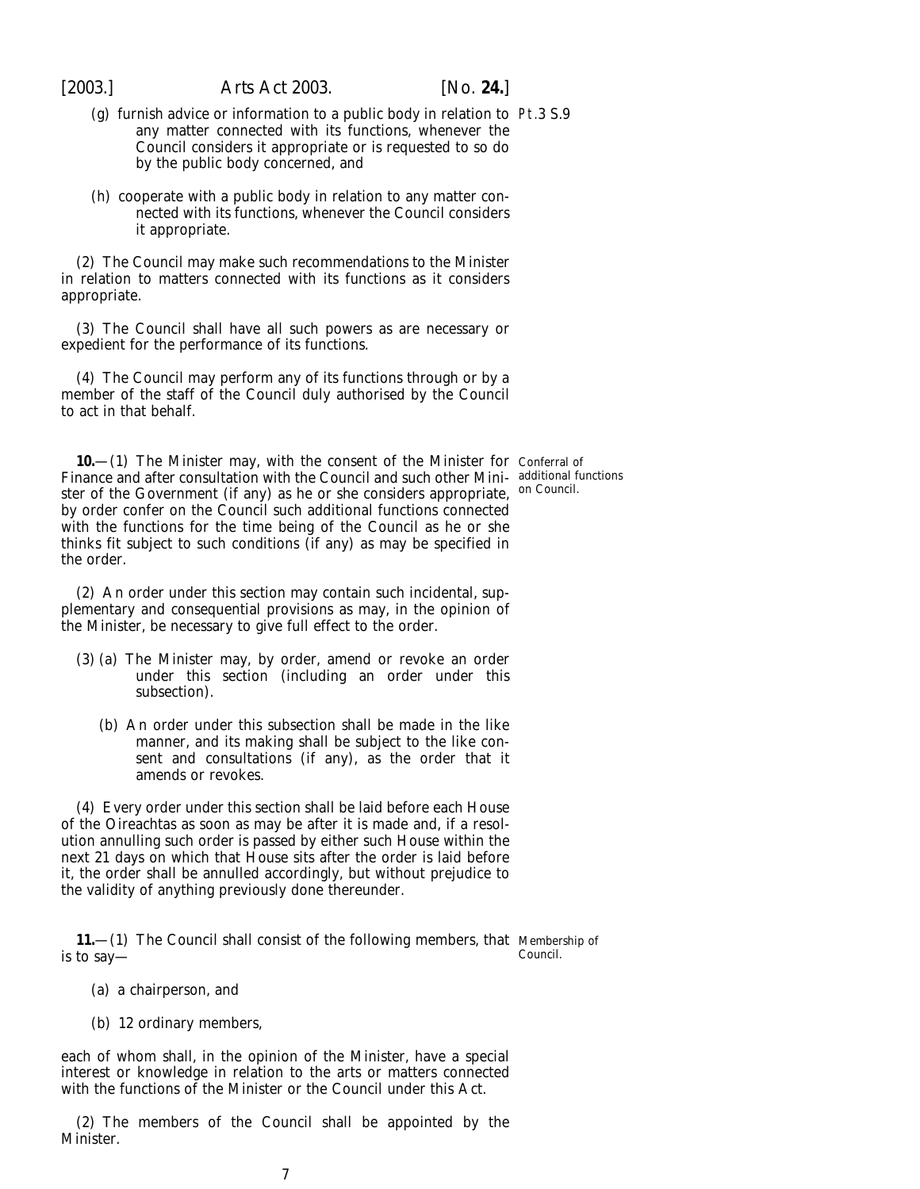(*g*) furnish advice or information to a public body in relation to any matter connected with its functions, whenever the Council considers it appropriate or is requested to so do by the public body concerned, and

(*h*) cooperate with a public body in relation to any matter connected with its functions, whenever the Council considers it appropriate.

(2) The Council may make such recommendations to the Minister in relation to matters connected with its functions as it considers appropriate.

(3) The Council shall have all such powers as are necessary or expedient for the performance of its functions.

(4) The Council may perform any of its functions through or by a member of the staff of the Council duly authorised by the Council to act in that behalf.

Conferral of additional functions on Council.

**10.**—(1) The Minister may, with the consent of the Minister for Finance and after consultation with the Council and such other Minister of the Government (if any) as he or she considers appropriate, by order confer on the Council such additional functions connected with the functions for the time being of the Council as he or she thinks fit subject to such conditions (if any) as may be specified in the order.

(2) An order under this section may contain such incidental, supplementary and consequential provisions as may, in the opinion of the Minister, be necessary to give full effect to the order.

(3) (*a*) The Minister may, by order, amend or revoke an order under this section (including an order under this subsection).

(*b*) An order under this subsection shall be made in the like manner, and its making shall be subject to the like consent and consultations (if any), as the order that it amends or revokes.

(4) Every order under this section shall be laid before each House of the Oireachtas as soon as may be after it is made and, if a resolution annulling such order is passed by either such House within the next 21 days on which that House sits after the order is laid before it, the order shall be annulled accordingly, but without prejudice to the validity of anything previously done thereunder.

Membership of Council.

**11.**—(1) The Council shall consist of the following members, that is to say—

(*a*) a chairperson, and

(*b*) 12 ordinary members,

each of whom shall, in the opinion of the Minister, have a special interest or knowledge in relation to the arts or matters connected with the functions of the Minister or the Council under this Act.

(2) The members of the Council shall be appointed by the Minister.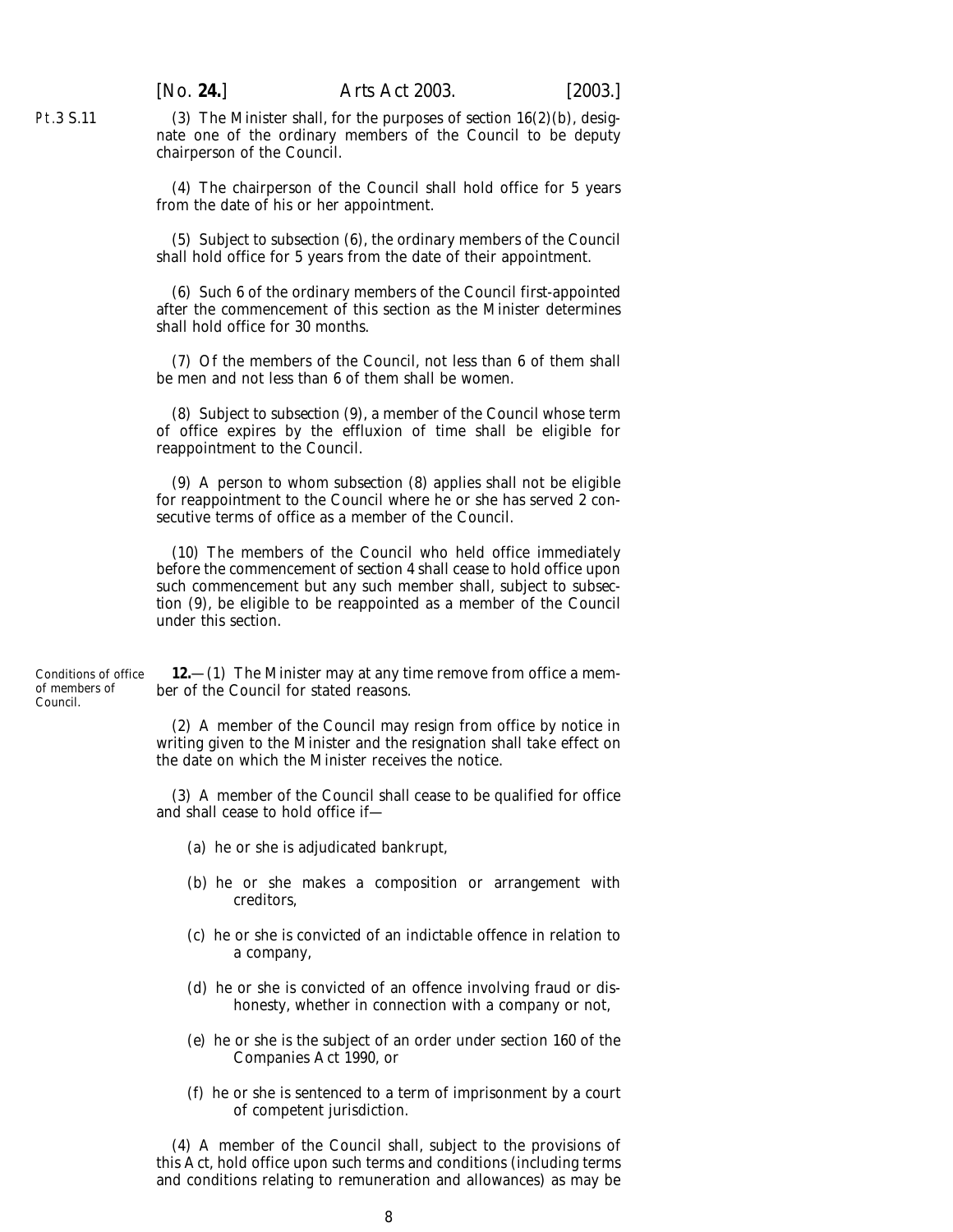(3) The Minister shall, for the purposes of *section 16(2)(b)*, designate one of the ordinary members of the Council to be deputy chairperson of the Council.

(4) The chairperson of the Council shall hold office for 5 years from the date of his or her appointment.

(5) Subject to *subsection (6)*, the ordinary members of the Council shall hold office for 5 years from the date of their appointment.

(6) Such 6 of the ordinary members of the Council first-appointed after the commencement of this section as the Minister determines shall hold office for 30 months.

(7) Of the members of the Council, not less than 6 of them shall be men and not less than 6 of them shall be women.

(8) Subject to *subsection (9)*, a member of the Council whose term of office expires by the effluxion of time shall be eligible for reappointment to the Council.

(9) A person to whom *subsection (8)* applies shall not be eligible for reappointment to the Council where he or she has served 2 consecutive terms of office as a member of the Council.

(10) The members of the Council who held office immediately before the commencement of *section 4* shall cease to hold office upon such commencement but any such member shall, subject to *subsection (9)*, be eligible to be reappointed as a member of the Council under this section.

Conditions of office of members of Council.

**12.**—(1) The Minister may at any time remove from office a member of the Council for stated reasons.

(2) A member of the Council may resign from office by notice in writing given to the Minister and the resignation shall take effect on the date on which the Minister receives the notice.

(3) A member of the Council shall cease to be qualified for office and shall cease to hold office if—

(*a*) he or she is adjudicated bankrupt,

(*b*) he or she makes a composition or arrangement with creditors,

(*c*) he or she is convicted of an indictable offence in relation to a company,

(*d*) he or she is convicted of an offence involving fraud or dishonesty, whether in connection with a company or not,

(*e*) he or she is the subject of an order under section 160 of the Companies Act 1990, or

(*f*) he or she is sentenced to a term of imprisonment by a court of competent jurisdiction.

(4) A member of the Council shall, subject to the provisions of this Act, hold office upon such terms and conditions (including terms and conditions relating to remuneration and allowances) as may be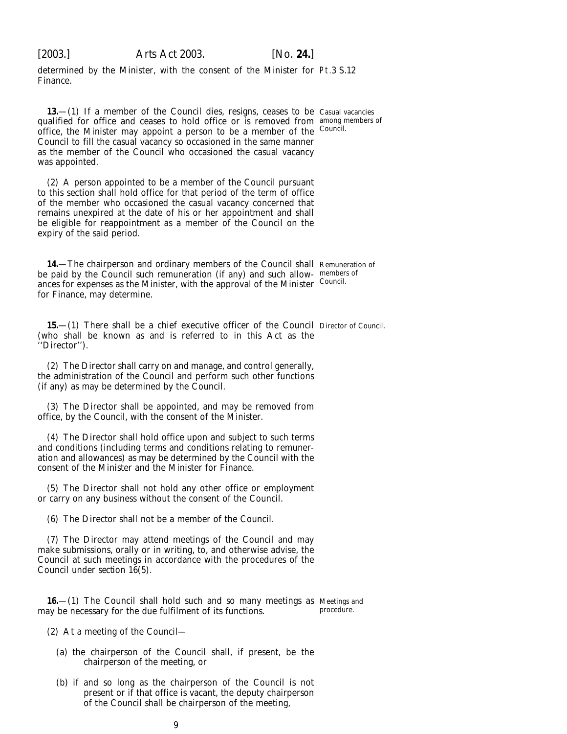determined by the Minister, with the consent of the Minister for Finance.

**13.**—(1) If a member of the Council dies, resigns, ceases to be qualified for office and ceases to hold office or is removed from office, the Minister may appoint a person to be a member of the Council to fill the casual vacancy so occasioned in the same manner as the member of the Council who occasioned the casual vacancy was appointed.

Casual vacancies among members of Council.

(2) A person appointed to be a member of the Council pursuant to this section shall hold office for that period of the term of office of the member who occasioned the casual vacancy concerned that remains unexpired at the date of his or her appointment and shall be eligible for reappointment as a member of the Council on the expiry of the said period.

**14.**—The chairperson and ordinary members of the Council shall be paid by the Council such remuneration (if any) and such allowances for expenses as the Minister, with the approval of the Minister for Finance, may determine.

Remuneration of members of Council.

**15.**—(1) There shall be a chief executive officer of the Council (who shall be known as and is referred to in this Act as the ''Director'').

Director of Council.

(2) The Director shall carry on and manage, and control generally, the administration of the Council and perform such other functions (if any) as may be determined by the Council.

(3) The Director shall be appointed, and may be removed from office, by the Council, with the consent of the Minister.

(4) The Director shall hold office upon and subject to such terms and conditions (including terms and conditions relating to remuneration and allowances) as may be determined by the Council with the consent of the Minister and the Minister for Finance.

(5) The Director shall not hold any other office or employment or carry on any business without the consent of the Council.

(6) The Director shall not be a member of the Council.

(7) The Director may attend meetings of the Council and may make submissions, orally or in writing, to, and otherwise advise, the Council at such meetings in accordance with the procedures of the Council under *section 16(5)*.

**16.**—(1) The Council shall hold such and so many meetings as may be necessary for the due fulfilment of its functions.

Meetings and procedure.

(2) At a meeting of the Council—

(*a*) the chairperson of the Council shall, if present, be the chairperson of the meeting, or

(*b*) if and so long as the chairperson of the Council is not present or if that office is vacant, the deputy chairperson of the Council shall be chairperson of the meeting,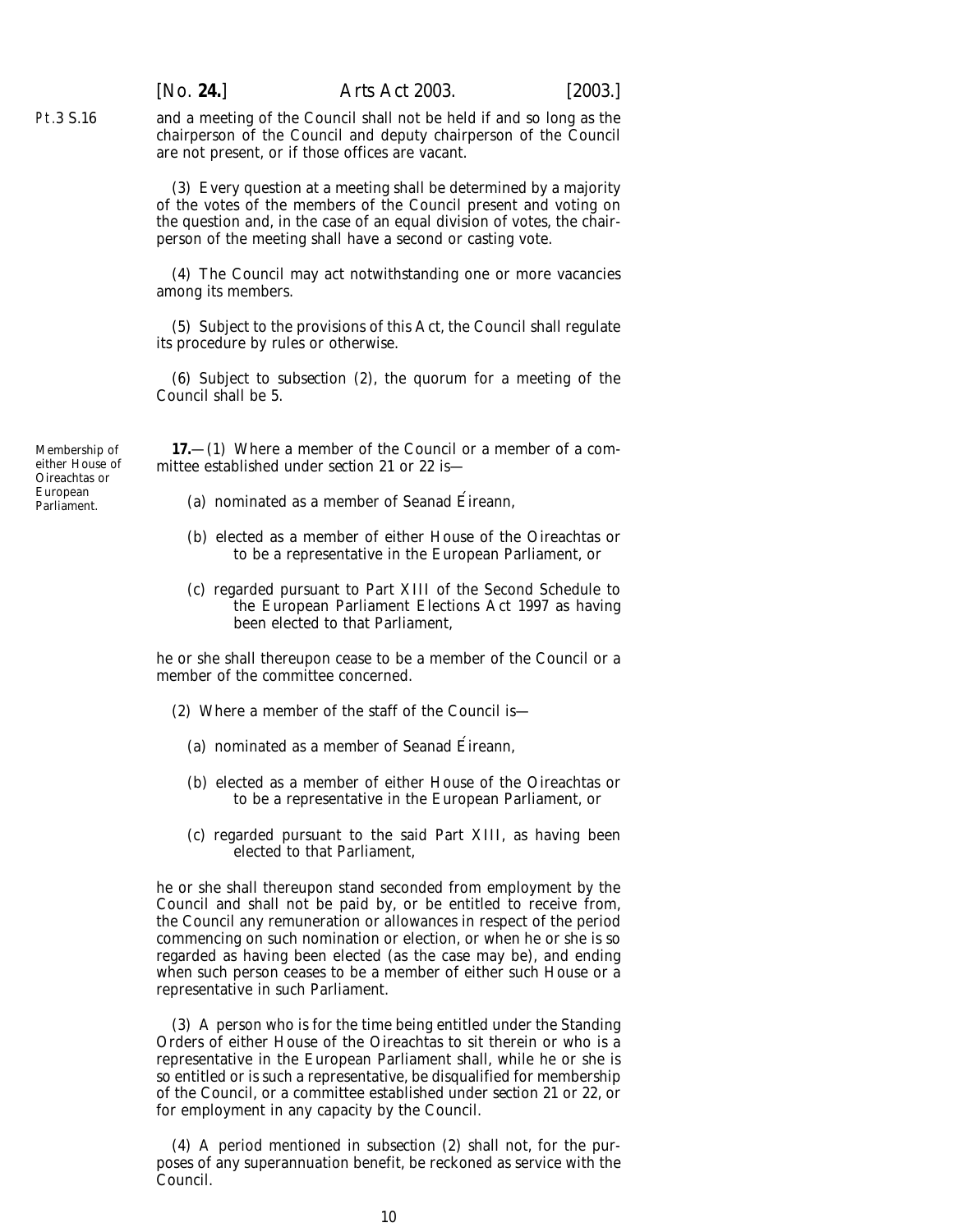and a meeting of the Council shall not be held if and so long as the chairperson of the Council and deputy chairperson of the Council are not present, or if those offices are vacant.

(3) Every question at a meeting shall be determined by a majority of the votes of the members of the Council present and voting on the question and, in the case of an equal division of votes, the chairperson of the meeting shall have a second or casting vote.

(4) The Council may act notwithstanding one or more vacancies among its members.

(5) Subject to the provisions of this Act, the Council shall regulate its procedure by rules or otherwise.

(6) Subject to *subsection (2)*, the quorum for a meeting of the Council shall be 5.

Membership of either House of Oireachtas or European Parliament.

**17.**—(1) Where a member of the Council or a member of a committee established under *section 21* or *22* is—

(*a*) nominated as a member of Seanad Éireann,

(*b*) elected as a member of either House of the Oireachtas or to be a representative in the European Parliament, or

(*c*) regarded pursuant to Part XIII of the Second Schedule to the European Parliament Elections Act 1997 as having been elected to that Parliament,

he or she shall thereupon cease to be a member of the Council or a member of the committee concerned.

(2) Where a member of the staff of the Council is—

(*a*) nominated as a member of Seanad Éireann,

(*b*) elected as a member of either House of the Oireachtas or to be a representative in the European Parliament, or

(*c*) regarded pursuant to the said Part XIII, as having been elected to that Parliament,

he or she shall thereupon stand seconded from employment by the Council and shall not be paid by, or be entitled to receive from, the Council any remuneration or allowances in respect of the period commencing on such nomination or election, or when he or she is so regarded as having been elected (as the case may be), and ending when such person ceases to be a member of either such House or a representative in such Parliament.

(3) A person who is for the time being entitled under the Standing Orders of either House of the Oireachtas to sit therein or who is a representative in the European Parliament shall, while he or she is so entitled or is such a representative, be disqualified for membership of the Council, or a committee established under *section 21* or *22*, or for employment in any capacity by the Council.

(4) A period mentioned in *subsection (2)* shall not, for the purposes of any superannuation benefit, be reckoned as service with the Council.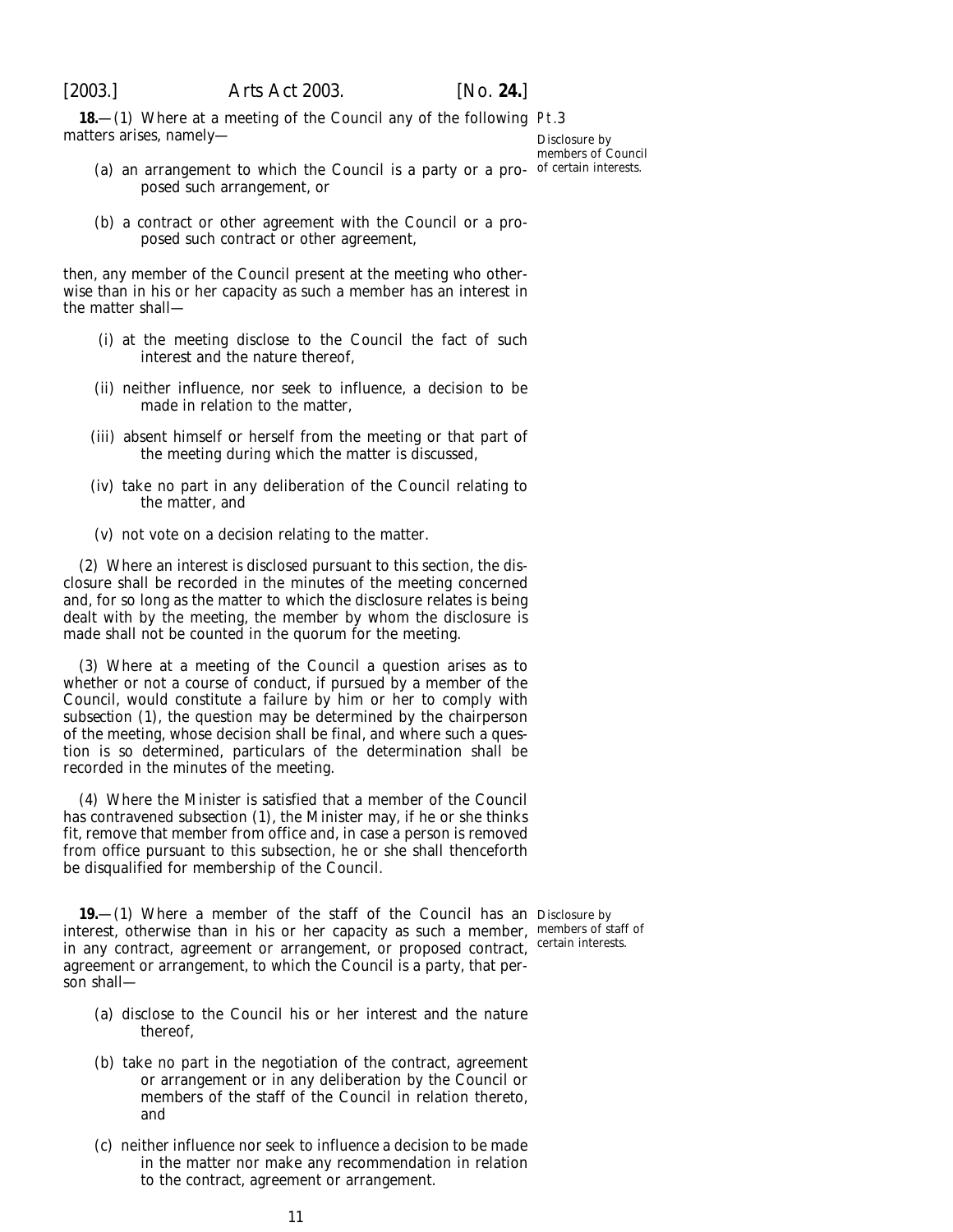**18.**—(1) Where at a meeting of the Council any of the following matters arises, namely—

*Disclosure by members of Council of certain interests.*

(*a*) an arrangement to which the Council is a party or a proposed such arrangement, or

(*b*) a contract or other agreement with the Council or a proposed such contract or other agreement,

then, any member of the Council present at the meeting who otherwise than in his or her capacity as such a member has an interest in the matter shall—

(i) at the meeting disclose to the Council the fact of such interest and the nature thereof,

(ii) neither influence, nor seek to influence, a decision to be made in relation to the matter,

(iii) absent himself or herself from the meeting or that part of the meeting during which the matter is discussed,

(iv) take no part in any deliberation of the Council relating to the matter, and

(v) not vote on a decision relating to the matter.

(2) Where an interest is disclosed pursuant to this section, the disclosure shall be recorded in the minutes of the meeting concerned and, for so long as the matter to which the disclosure relates is being dealt with by the meeting, the member by whom the disclosure is made shall not be counted in the quorum for the meeting.

(3) Where at a meeting of the Council a question arises as to whether or not a course of conduct, if pursued by a member of the Council, would constitute a failure by him or her to comply with *subsection (1)*, the question may be determined by the chairperson of the meeting, whose decision shall be final, and where such a question is so determined, particulars of the determination shall be recorded in the minutes of the meeting.

(4) Where the Minister is satisfied that a member of the Council has contravened *subsection (1)*, the Minister may, if he or she thinks fit, remove that member from office and, in case a person is removed from office pursuant to this subsection, he or she shall thenceforth be disqualified for membership of the Council.

**19.**—(1) Where a member of the staff of the Council has an interest, otherwise than in his or her capacity as such a member, in any contract, agreement or arrangement, or proposed contract, agreement or arrangement, to which the Council is a party, that person shall—

*Disclosure by members of staff of certain interests.*

(*a*) disclose to the Council his or her interest and the nature thereof,

(*b*) take no part in the negotiation of the contract, agreement or arrangement or in any deliberation by the Council or members of the staff of the Council in relation thereto, and

(*c*) neither influence nor seek to influence a decision to be made in the matter nor make any recommendation in relation to the contract, agreement or arrangement.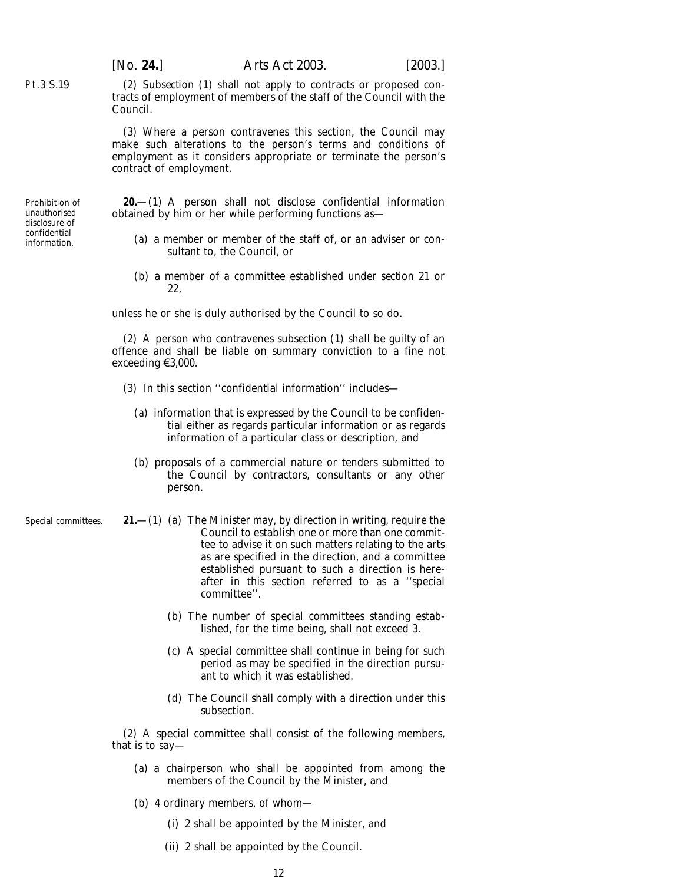(2) Subsection (1) shall not apply to contracts or proposed contracts of employment of members of the staff of the Council with the Council.

(3) Where a person contravenes this section, the Council may make such alterations to the person's terms and conditions of employment as it considers appropriate or terminate the person's contract of employment.

*Prohibition of unauthorised disclosure of confidential information.*

**20.**—(1) A person shall not disclose confidential information obtained by him or her while performing functions as—

(*a*) a member or member of the staff of, or an adviser or consultant to, the Council, or

(*b*) a member of a committee established under *section 21* or *22*,

unless he or she is duly authorised by the Council to so do.

(2) A person who contravenes *subsection (1)* shall be guilty of an offence and shall be liable on summary conviction to a fine not exceeding €3,000.

(3) In this section ''confidential information'' includes—

(*a*) information that is expressed by the Council to be confidential either as regards particular information or as regards information of a particular class or description, and

(*b*) proposals of a commercial nature or tenders submitted to the Council by contractors, consultants or any other person.

*Special committees.*

**21.**—(1) (*a*) The Minister may, by direction in writing, require the Council to establish one or more than one committee to advise it on such matters relating to the arts as are specified in the direction, and a committee established pursuant to such a direction is hereafter in this section referred to as a ''special committee''.

(*b*) The number of special committees standing established, for the time being, shall not exceed 3.

(*c*) A special committee shall continue in being for such period as may be specified in the direction pursuant to which it was established.

(*d*) The Council shall comply with a direction under this subsection.

(2) A special committee shall consist of the following members, that is to say—

(*a*) a chairperson who shall be appointed from among the members of the Council by the Minister, and

(*b*) 4 ordinary members, of whom—

(i) 2 shall be appointed by the Minister, and

(ii) 2 shall be appointed by the Council.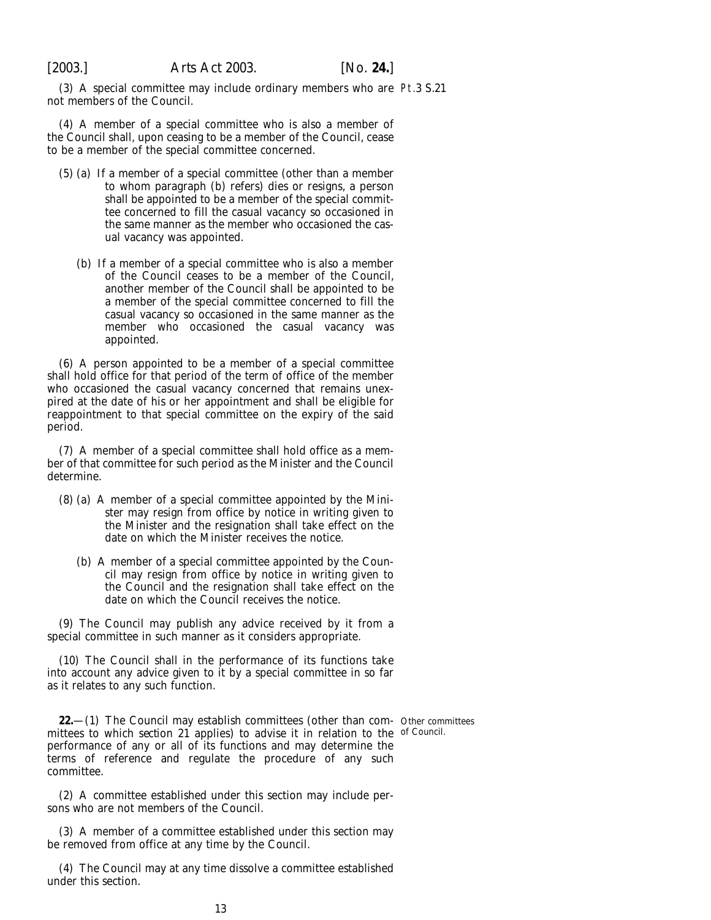(3) A special committee may include ordinary members who are not members of the Council.

(4) A member of a special committee who is also a member of the Council shall, upon ceasing to be a member of the Council, cease to be a member of the special committee concerned.

(5) (*a*) If a member of a special committee (other than a member to whom paragraph (*b*) refers) dies or resigns, a person shall be appointed to be a member of the special committee concerned to fill the casual vacancy so occasioned in the same manner as the member who occasioned the casual vacancy was appointed.

(*b*) If a member of a special committee who is also a member of the Council ceases to be a member of the Council, another member of the Council shall be appointed to be a member of the special committee concerned to fill the casual vacancy so occasioned in the same manner as the member who occasioned the casual vacancy was appointed.

(6) A person appointed to be a member of a special committee shall hold office for that period of the term of office of the member who occasioned the casual vacancy concerned that remains unexpired at the date of his or her appointment and shall be eligible for reappointment to that special committee on the expiry of the said period.

(7) A member of a special committee shall hold office as a member of that committee for such period as the Minister and the Council determine.

(8) (*a*) A member of a special committee appointed by the Minister may resign from office by notice in writing given to the Minister and the resignation shall take effect on the date on which the Minister receives the notice.

(*b*) A member of a special committee appointed by the Council may resign from office by notice in writing given to the Council and the resignation shall take effect on the date on which the Council receives the notice.

(9) The Council may publish any advice received by it from a special committee in such manner as it considers appropriate.

(10) The Council shall in the performance of its functions take into account any advice given to it by a special committee in so far as it relates to any such function.

Other committees of Council.

**22.**—(1) The Council may establish committees (other than committees to which *section 21* applies) to advise it in relation to the performance of any or all of its functions and may determine the terms of reference and regulate the procedure of any such committee.

(2) A committee established under this section may include persons who are not members of the Council.

(3) A member of a committee established under this section may be removed from office at any time by the Council.

(4) The Council may at any time dissolve a committee established under this section.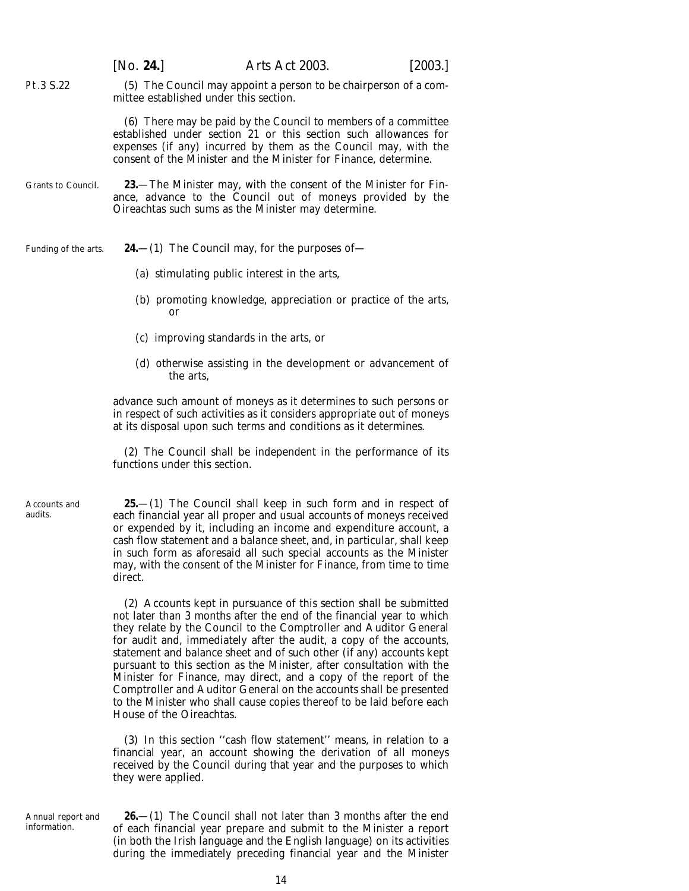(5) The Council may appoint a person to be chairperson of a committee established under this section.

(6) There may be paid by the Council to members of a committee established under section 21 or this section such allowances for expenses (if any) incurred by them as the Council may, with the consent of the Minister and the Minister for Finance, determine.

Grants to Council.

**23.**—The Minister may, with the consent of the Minister for Finance, advance to the Council out of moneys provided by the Oireachtas such sums as the Minister may determine.

Funding of the arts.

**24.**—(1) The Council may, for the purposes of—

(*a*) stimulating public interest in the arts,

(*b*) promoting knowledge, appreciation or practice of the arts, or

(*c*) improving standards in the arts, or

(*d*) otherwise assisting in the development or advancement of the arts,

advance such amount of moneys as it determines to such persons or in respect of such activities as it considers appropriate out of moneys at its disposal upon such terms and conditions as it determines.

(2) The Council shall be independent in the performance of its functions under this section.

Accounts and audits.

**25.**—(1) The Council shall keep in such form and in respect of each financial year all proper and usual accounts of moneys received or expended by it, including an income and expenditure account, a cash flow statement and a balance sheet, and, in particular, shall keep in such form as aforesaid all such special accounts as the Minister may, with the consent of the Minister for Finance, from time to time direct.

(2) Accounts kept in pursuance of this section shall be submitted not later than 3 months after the end of the financial year to which they relate by the Council to the Comptroller and Auditor General for audit and, immediately after the audit, a copy of the accounts, statement and balance sheet and of such other (if any) accounts kept pursuant to this section as the Minister, after consultation with the Minister for Finance, may direct, and a copy of the report of the Comptroller and Auditor General on the accounts shall be presented to the Minister who shall cause copies thereof to be laid before each House of the Oireachtas.

(3) In this section ''cash flow statement'' means, in relation to a financial year, an account showing the derivation of all moneys received by the Council during that year and the purposes to which they were applied.

Annual report and information.

**26.**—(1) The Council shall not later than 3 months after the end of each financial year prepare and submit to the Minister a report (in both the Irish language and the English language) on its activities during the immediately preceding financial year and the Minister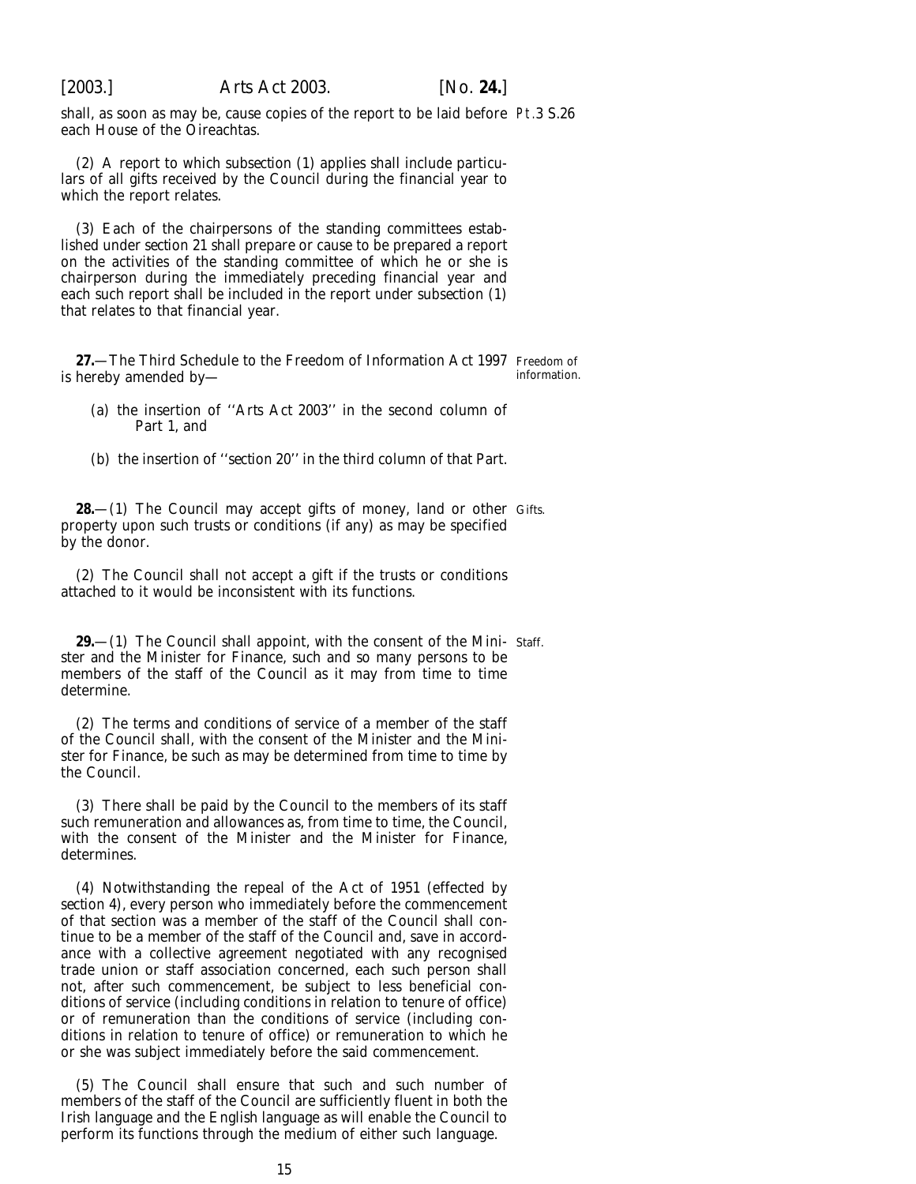shall, as soon as may be, cause copies of the report to be laid before each House of the Oireachtas.

(2) A report to which *subsection (1)* applies shall include particulars of all gifts received by the Council during the financial year to which the report relates.

(3) Each of the chairpersons of the standing committees established under *section 21* shall prepare or cause to be prepared a report on the activities of the standing committee of which he or she is chairperson during the immediately preceding financial year and each such report shall be included in the report under *subsection (1)* that relates to that financial year.

**27.**—The Third Schedule to the Freedom of Information Act 1997 is hereby amended by—

(*a*) the insertion of ''Arts Act 2003'' in the second column of Part 1, and

(*b*) the insertion of ''*section 20*'' in the third column of that Part.

**28.**—(1) The Council may accept gifts of money, land or other property upon such trusts or conditions (if any) as may be specified by the donor.

(2) The Council shall not accept a gift if the trusts or conditions attached to it would be inconsistent with its functions.

**29.**—(1) The Council shall appoint, with the consent of the Minister and the Minister for Finance, such and so many persons to be members of the staff of the Council as it may from time to time determine.

(2) The terms and conditions of service of a member of the staff of the Council shall, with the consent of the Minister and the Minister for Finance, be such as may be determined from time to time by the Council.

(3) There shall be paid by the Council to the members of its staff such remuneration and allowances as, from time to time, the Council, with the consent of the Minister and the Minister for Finance, determines.

(4) Notwithstanding the repeal of the Act of 1951 (effected by *section 4*), every person who immediately before the commencement of that section was a member of the staff of the Council shall continue to be a member of the staff of the Council and, save in accordance with a collective agreement negotiated with any recognised trade union or staff association concerned, each such person shall not, after such commencement, be subject to less beneficial conditions of service (including conditions in relation to tenure of office) or of remuneration than the conditions of service (including conditions in relation to tenure of office) or remuneration to which he or she was subject immediately before the said commencement.

(5) The Council shall ensure that such and such number of members of the staff of the Council are sufficiently fluent in both the Irish language and the English language as will enable the Council to perform its functions through the medium of either such language.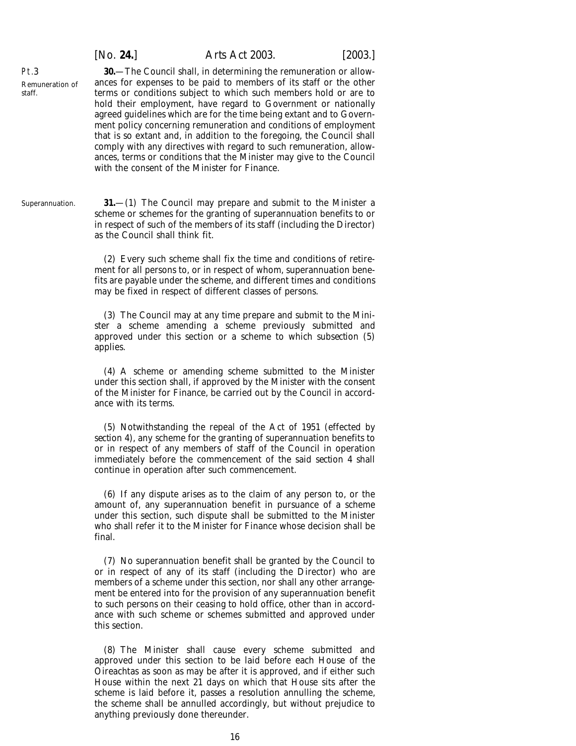Remuneration of staff.

**30.**—The Council shall, in determining the remuneration or allowances for expenses to be paid to members of its staff or the other terms or conditions subject to which such members hold or are to hold their employment, have regard to Government or nationally agreed guidelines which are for the time being extant and to Government policy concerning remuneration and conditions of employment that is so extant and, in addition to the foregoing, the Council shall comply with any directives with regard to such remuneration, allowances, terms or conditions that the Minister may give to the Council with the consent of the Minister for Finance.

Superannuation.

**31.**—(1) The Council may prepare and submit to the Minister a scheme or schemes for the granting of superannuation benefits to or in respect of such of the members of its staff (including the Director) as the Council shall think fit.

(2) Every such scheme shall fix the time and conditions of retirement for all persons to, or in respect of whom, superannuation benefits are payable under the scheme, and different times and conditions may be fixed in respect of different classes of persons.

(3) The Council may at any time prepare and submit to the Minister a scheme amending a scheme previously submitted and approved under this section or a scheme to which *subsection (5)* applies.

(4) A scheme or amending scheme submitted to the Minister under this section shall, if approved by the Minister with the consent of the Minister for Finance, be carried out by the Council in accordance with its terms.

(5) Notwithstanding the repeal of the Act of 1951 (effected by *section 4*), any scheme for the granting of superannuation benefits to or in respect of any members of staff of the Council in operation immediately before the commencement of the said *section 4* shall continue in operation after such commencement.

(6) If any dispute arises as to the claim of any person to, or the amount of, any superannuation benefit in pursuance of a scheme under this section, such dispute shall be submitted to the Minister who shall refer it to the Minister for Finance whose decision shall be final.

(7) No superannuation benefit shall be granted by the Council to or in respect of any of its staff (including the Director) who are members of a scheme under this section, nor shall any other arrangement be entered into for the provision of any superannuation benefit to such persons on their ceasing to hold office, other than in accordance with such scheme or schemes submitted and approved under this section.

(8) The Minister shall cause every scheme submitted and approved under this section to be laid before each House of the Oireachtas as soon as may be after it is approved, and if either such House within the next 21 days on which that House sits after the scheme is laid before it, passes a resolution annulling the scheme, the scheme shall be annulled accordingly, but without prejudice to anything previously done thereunder.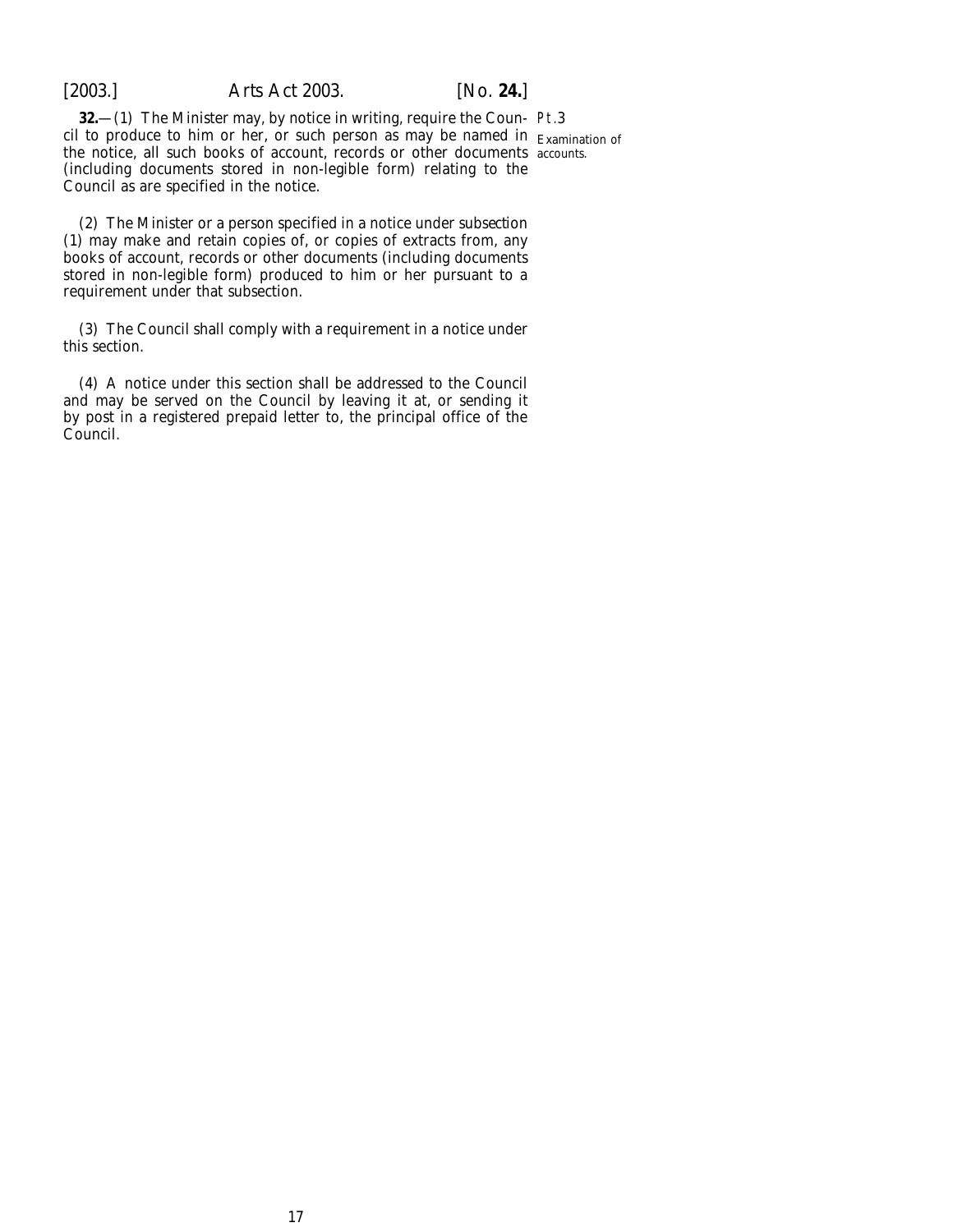**32.**—(1) The Minister may, by notice in writing, require the Council to produce to him or her, or such person as may be named in the notice, all such books of account, records or other documents (including documents stored in non-legible form) relating to the Council as are specified in the notice.

Pt.3

Examination of accounts.

(2) The Minister or a person specified in a notice under subsection (1) may make and retain copies of, or copies of extracts from, any books of account, records or other documents (including documents stored in non-legible form) produced to him or her pursuant to a requirement under that subsection.

(3) The Council shall comply with a requirement in a notice under this section.

(4) A notice under this section shall be addressed to the Council and may be served on the Council by leaving it at, or sending it by post in a registered prepaid letter to, the principal office of the Council.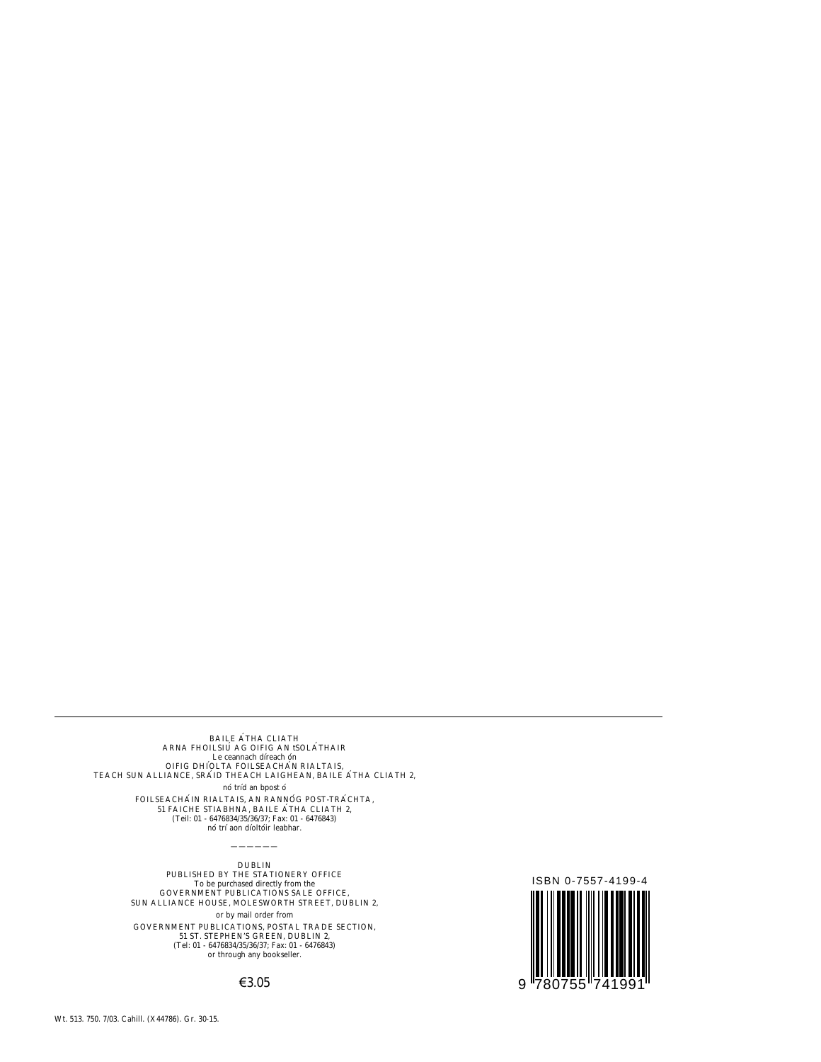BAILE ÁTHA CLIATH
ARNA FHOILSIÚ AG OIFIG AN tSOLÁTHAIR
Le ceannach díreach ón
OIFIG DHÍOLTA FOILSEACHÁN RIALTAIS,
TEACH SUN ALLIANCE, SRÁID THEACH LAIGHEAN, BAILE ÁTHA CLIATH 2,
nó tríd an bpost ó
FOILSEACHÁIN RIALTAIS, AN RANNÓG POST-TRÁCHTA,
51 FAICHE STIABHNA, BAILE ÁTHA CLIATH 2,
(Teil: 01 - 6476834/35/36/37; Fax: 01 - 6476843)
nó trí aon díoltóir leabhar.

——————

DUBLIN
PUBLISHED BY THE STATIONERY OFFICE
To be purchased directly from the
GOVERNMENT PUBLICATIONS SALE OFFICE,
SUN ALLIANCE HOUSE, MOLESWORTH STREET, DUBLIN 2,
or by mail order from
GOVERNMENT PUBLICATIONS, POSTAL TRADE SECTION,
51 ST. STEPHEN'S GREEN, DUBLIN 2,
(Tel: 01 - 6476834/35/36/37; Fax: 01 - 6476843)
or through any bookseller.

€3.05

ISBN 0-7557-4199-4

9 780755 741991

Wt. 513. 750. 7/03. Cahill. (X44786). Gr. 30-15.